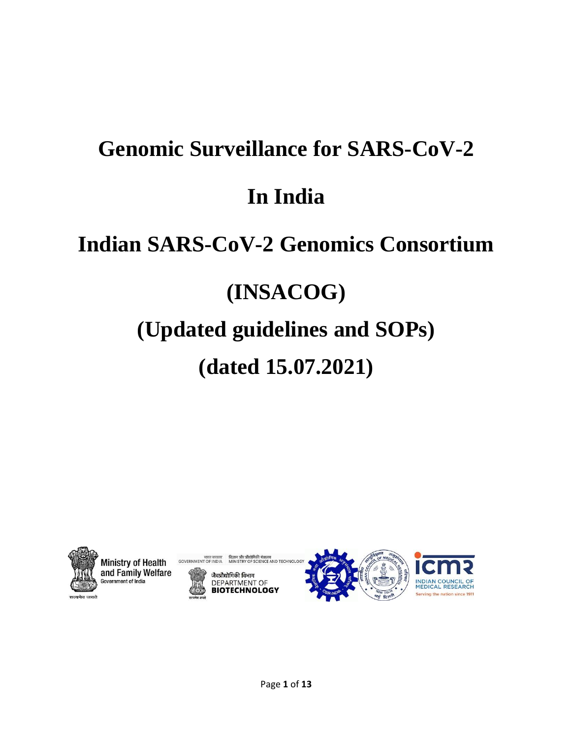# Genomic Surveillance for SARS-CoV-2

# In India

# Indian SARS-CoV-2 Genomics Consortium

# (INSACOG)

# (Updated guidelines and SOPs)

# (dated 15.07.2021)

Ministry of Health and Family Welfare
Government of India

भारत सरकार विज्ञान और प्रौद्योगिकी मंत्रालय
GOVERNMENT OF INDIA MINISTRY OF SCIENCE AND TECHNOLOGY
जैवप्रौद्योगिकी विभाग
DEPARTMENT OF BIOTECHNOLOGY

INDIAN COUNCIL OF MEDICAL RESEARCH
Serving the nation since 1911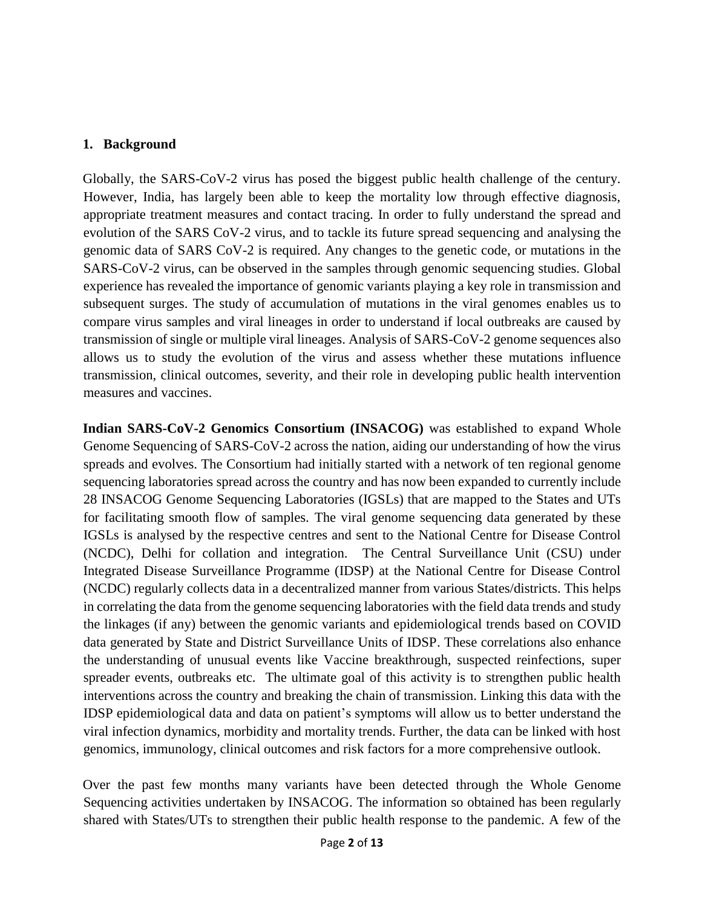## 1. Background

Globally, the SARS-CoV-2 virus has posed the biggest public health challenge of the century. However, India, has largely been able to keep the mortality low through effective diagnosis, appropriate treatment measures and contact tracing. In order to fully understand the spread and evolution of the SARS CoV-2 virus, and to tackle its future spread sequencing and analysing the genomic data of SARS CoV-2 is required. Any changes to the genetic code, or mutations in the SARS-CoV-2 virus, can be observed in the samples through genomic sequencing studies. Global experience has revealed the importance of genomic variants playing a key role in transmission and subsequent surges. The study of accumulation of mutations in the viral genomes enables us to compare virus samples and viral lineages in order to understand if local outbreaks are caused by transmission of single or multiple viral lineages. Analysis of SARS-CoV-2 genome sequences also allows us to study the evolution of the virus and assess whether these mutations influence transmission, clinical outcomes, severity, and their role in developing public health intervention measures and vaccines.

**Indian SARS-CoV-2 Genomics Consortium (INSACOG)** was established to expand Whole Genome Sequencing of SARS-CoV-2 across the nation, aiding our understanding of how the virus spreads and evolves. The Consortium had initially started with a network of ten regional genome sequencing laboratories spread across the country and has now been expanded to currently include 28 INSACOG Genome Sequencing Laboratories (IGSLs) that are mapped to the States and UTs for facilitating smooth flow of samples. The viral genome sequencing data generated by these IGSLs is analysed by the respective centres and sent to the National Centre for Disease Control (NCDC), Delhi for collation and integration. The Central Surveillance Unit (CSU) under Integrated Disease Surveillance Programme (IDSP) at the National Centre for Disease Control (NCDC) regularly collects data in a decentralized manner from various States/districts. This helps in correlating the data from the genome sequencing laboratories with the field data trends and study the linkages (if any) between the genomic variants and epidemiological trends based on COVID data generated by State and District Surveillance Units of IDSP. These correlations also enhance the understanding of unusual events like Vaccine breakthrough, suspected reinfections, super spreader events, outbreaks etc. The ultimate goal of this activity is to strengthen public health interventions across the country and breaking the chain of transmission. Linking this data with the IDSP epidemiological data and data on patient's symptoms will allow us to better understand the viral infection dynamics, morbidity and mortality trends. Further, the data can be linked with host genomics, immunology, clinical outcomes and risk factors for a more comprehensive outlook.

Over the past few months many variants have been detected through the Whole Genome Sequencing activities undertaken by INSACOG. The information so obtained has been regularly shared with States/UTs to strengthen their public health response to the pandemic. A few of the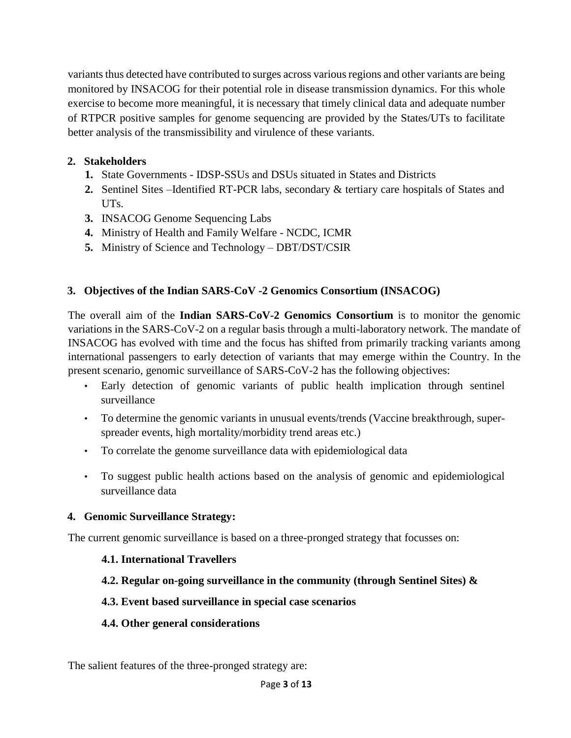variants thus detected have contributed to surges across various regions and other variants are being monitored by INSACOG for their potential role in disease transmission dynamics. For this whole exercise to become more meaningful, it is necessary that timely clinical data and adequate number of RTPCR positive samples for genome sequencing are provided by the States/UTs to facilitate better analysis of the transmissibility and virulence of these variants.

## 2. Stakeholders

1. State Governments - IDSP-SSUs and DSUs situated in States and Districts
2. Sentinel Sites –Identified RT-PCR labs, secondary & tertiary care hospitals of States and UTs.
3. INSACOG Genome Sequencing Labs
4. Ministry of Health and Family Welfare - NCDC, ICMR
5. Ministry of Science and Technology – DBT/DST/CSIR

## 3. Objectives of the Indian SARS-CoV -2 Genomics Consortium (INSACOG)

The overall aim of the **Indian SARS-CoV-2 Genomics Consortium** is to monitor the genomic variations in the SARS-CoV-2 on a regular basis through a multi-laboratory network. The mandate of INSACOG has evolved with time and the focus has shifted from primarily tracking variants among international passengers to early detection of variants that may emerge within the Country. In the present scenario, genomic surveillance of SARS-CoV-2 has the following objectives:

- Early detection of genomic variants of public health implication through sentinel surveillance
- To determine the genomic variants in unusual events/trends (Vaccine breakthrough, super-spreader events, high mortality/morbidity trend areas etc.)
- To correlate the genome surveillance data with epidemiological data
- To suggest public health actions based on the analysis of genomic and epidemiological surveillance data

## 4. Genomic Surveillance Strategy:

The current genomic surveillance is based on a three-pronged strategy that focusses on:

**4.1. International Travellers**

**4.2. Regular on-going surveillance in the community (through Sentinel Sites) &**

**4.3. Event based surveillance in special case scenarios**

**4.4. Other general considerations**

The salient features of the three-pronged strategy are: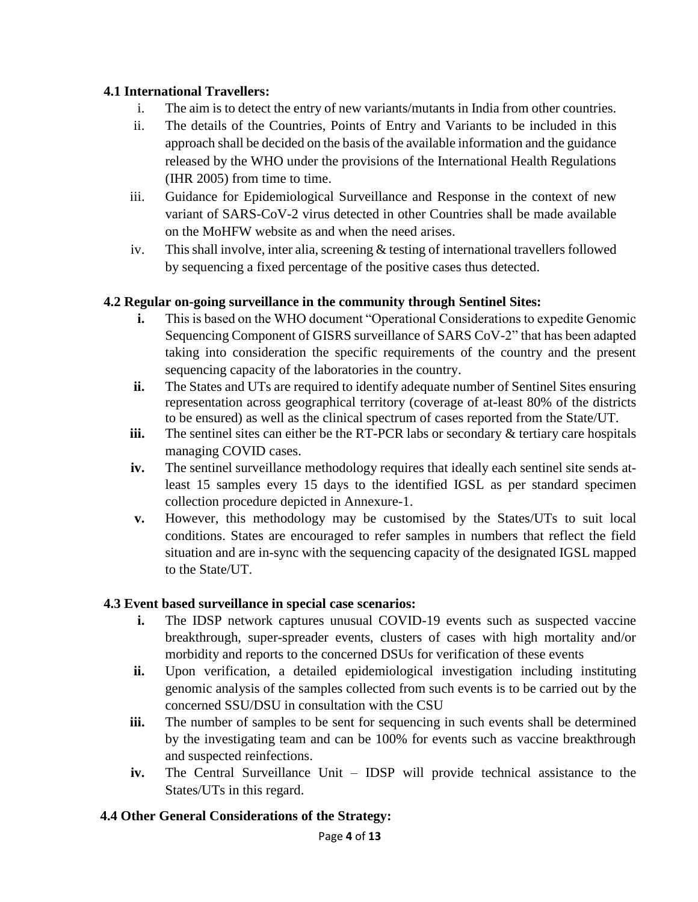### 4.1 International Travellers:

i. The aim is to detect the entry of new variants/mutants in India from other countries.

ii. The details of the Countries, Points of Entry and Variants to be included in this approach shall be decided on the basis of the available information and the guidance released by the WHO under the provisions of the International Health Regulations (IHR 2005) from time to time.

iii. Guidance for Epidemiological Surveillance and Response in the context of new variant of SARS-CoV-2 virus detected in other Countries shall be made available on the MoHFW website as and when the need arises.

iv. This shall involve, inter alia, screening & testing of international travellers followed by sequencing a fixed percentage of the positive cases thus detected.

### 4.2 Regular on-going surveillance in the community through Sentinel Sites:

**i.** This is based on the WHO document "Operational Considerations to expedite Genomic Sequencing Component of GISRS surveillance of SARS CoV-2" that has been adapted taking into consideration the specific requirements of the country and the present sequencing capacity of the laboratories in the country.

**ii.** The States and UTs are required to identify adequate number of Sentinel Sites ensuring representation across geographical territory (coverage of at-least 80% of the districts to be ensured) as well as the clinical spectrum of cases reported from the State/UT.

**iii.** The sentinel sites can either be the RT-PCR labs or secondary & tertiary care hospitals managing COVID cases.

**iv.** The sentinel surveillance methodology requires that ideally each sentinel site sends at-least 15 samples every 15 days to the identified IGSL as per standard specimen collection procedure depicted in Annexure-1.

**v.** However, this methodology may be customised by the States/UTs to suit local conditions. States are encouraged to refer samples in numbers that reflect the field situation and are in-sync with the sequencing capacity of the designated IGSL mapped to the State/UT.

### 4.3 Event based surveillance in special case scenarios:

**i.** The IDSP network captures unusual COVID-19 events such as suspected vaccine breakthrough, super-spreader events, clusters of cases with high mortality and/or morbidity and reports to the concerned DSUs for verification of these events

**ii.** Upon verification, a detailed epidemiological investigation including instituting genomic analysis of the samples collected from such events is to be carried out by the concerned SSU/DSU in consultation with the CSU

**iii.** The number of samples to be sent for sequencing in such events shall be determined by the investigating team and can be 100% for events such as vaccine breakthrough and suspected reinfections.

**iv.** The Central Surveillance Unit – IDSP will provide technical assistance to the States/UTs in this regard.

### 4.4 Other General Considerations of the Strategy: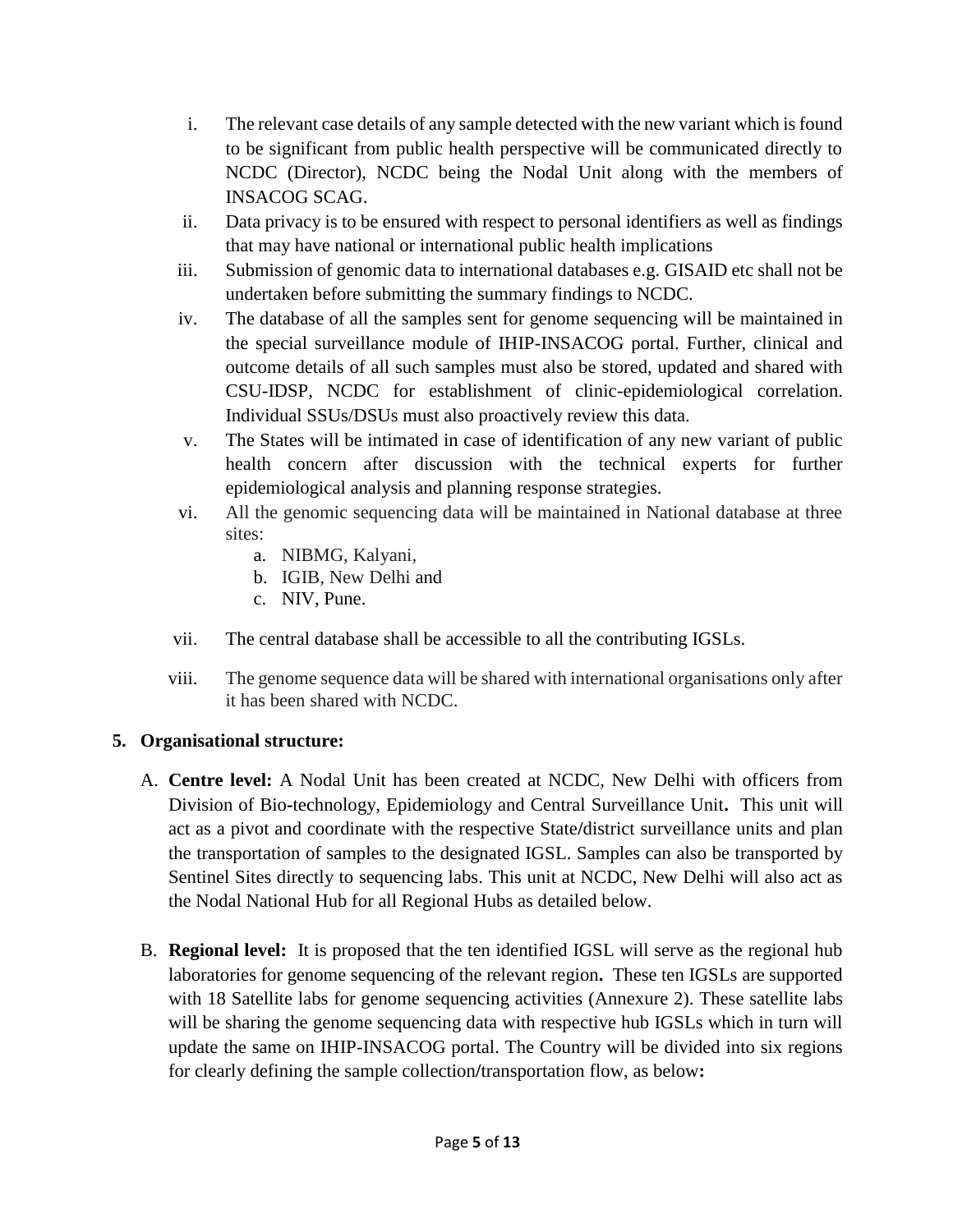i. The relevant case details of any sample detected with the new variant which is found to be significant from public health perspective will be communicated directly to NCDC (Director), NCDC being the Nodal Unit along with the members of INSACOG SCAG.

ii. Data privacy is to be ensured with respect to personal identifiers as well as findings that may have national or international public health implications

iii. Submission of genomic data to international databases e.g. GISAID etc shall not be undertaken before submitting the summary findings to NCDC.

iv. The database of all the samples sent for genome sequencing will be maintained in the special surveillance module of IHIP-INSACOG portal. Further, clinical and outcome details of all such samples must also be stored, updated and shared with CSU-IDSP, NCDC for establishment of clinic-epidemiological correlation. Individual SSUs/DSUs must also proactively review this data.

v. The States will be intimated in case of identification of any new variant of public health concern after discussion with the technical experts for further epidemiological analysis and planning response strategies.

vi. All the genomic sequencing data will be maintained in National database at three sites:
   a. NIBMG, Kalyani,
   b. IGIB, New Delhi and
   c. NIV, Pune.

vii. The central database shall be accessible to all the contributing IGSLs.

viii. The genome sequence data will be shared with international organisations only after it has been shared with NCDC.

## 5. Organisational structure:

A. **Centre level:** A Nodal Unit has been created at NCDC, New Delhi with officers from Division of Bio-technology, Epidemiology and Central Surveillance Unit**.** This unit will act as a pivot and coordinate with the respective State/district surveillance units and plan the transportation of samples to the designated IGSL. Samples can also be transported by Sentinel Sites directly to sequencing labs. This unit at NCDC, New Delhi will also act as the Nodal National Hub for all Regional Hubs as detailed below.

B. **Regional level:** It is proposed that the ten identified IGSL will serve as the regional hub laboratories for genome sequencing of the relevant region**.** These ten IGSLs are supported with 18 Satellite labs for genome sequencing activities (Annexure 2). These satellite labs will be sharing the genome sequencing data with respective hub IGSLs which in turn will update the same on IHIP-INSACOG portal. The Country will be divided into six regions for clearly defining the sample collection/transportation flow, as below**:**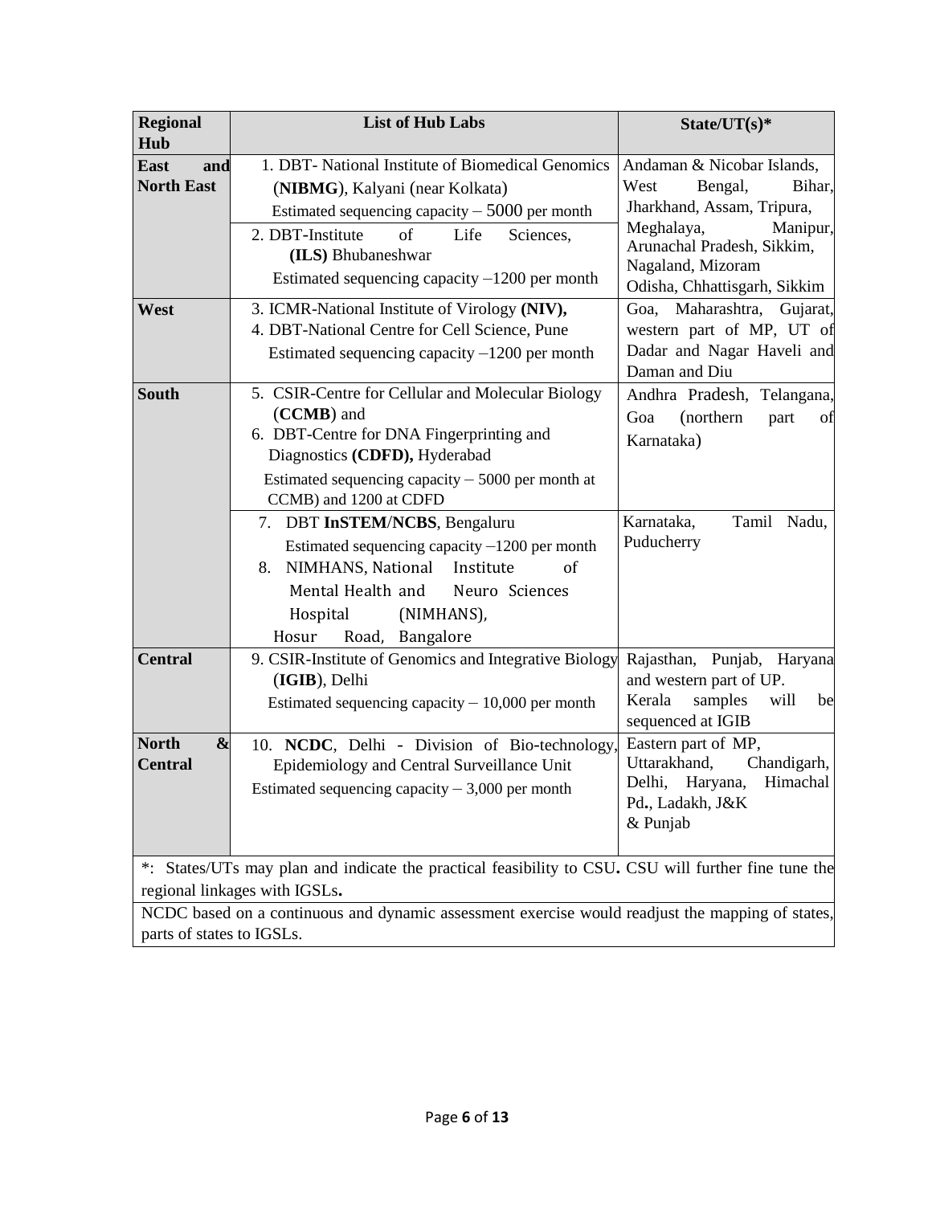| Regional Hub | List of Hub Labs | State/UT(s)* |
|---|---|---|
| East and North East | 1. DBT- National Institute of Biomedical Genomics (**NIBMG**), Kalyani (near Kolkata)<br>Estimated sequencing capacity – 5000 per month<br>2. DBT-Institute of Life Sciences, **(ILS)** Bhubaneshwar<br>Estimated sequencing capacity –1200 per month | Andaman & Nicobar Islands, West Bengal, Bihar, Jharkhand, Assam, Tripura, Meghalaya, Manipur, Arunachal Pradesh, Sikkim, Nagaland, Mizoram Odisha, Chhattisgarh, Sikkim |
| West | 3. ICMR-National Institute of Virology **(NIV),**<br>4. DBT-National Centre for Cell Science, Pune<br>Estimated sequencing capacity –1200 per month | Goa, Maharashtra, Gujarat, western part of MP, UT of Dadar and Nagar Haveli and Daman and Diu |
| South | 5. CSIR-Centre for Cellular and Molecular Biology (**CCMB**) and<br>6. DBT-Centre for DNA Fingerprinting and Diagnostics **(CDFD),** Hyderabad<br>Estimated sequencing capacity – 5000 per month at CCMB) and 1200 at CDFD | Andhra Pradesh, Telangana, Goa (northern part of Karnataka) |
| | 7. DBT **InSTEM**/**NCBS**, Bengaluru<br>Estimated sequencing capacity –1200 per month<br>8. NIMHANS, National Institute of Mental Health and Neuro Sciences Hospital (NIMHANS), Hosur Road, Bangalore | Karnataka, Tamil Nadu, Puducherry |
| Central | 9. CSIR-Institute of Genomics and Integrative Biology (**IGIB**), Delhi<br>Estimated sequencing capacity – 10,000 per month | Rajasthan, Punjab, Haryana and western part of UP.<br>Kerala samples will be sequenced at IGIB |
| North & Central | 10. **NCDC**, Delhi - Division of Bio-technology, Epidemiology and Central Surveillance Unit<br>Estimated sequencing capacity – 3,000 per month | Eastern part of MP, Uttarakhand, Chandigarh, Delhi, Haryana, Himachal Pd**.**, Ladakh, J&K & Punjab |

*: States/UTs may plan and indicate the practical feasibility to CSU**.** CSU will further fine tune the regional linkages with IGSLs**.**

NCDC based on a continuous and dynamic assessment exercise would readjust the mapping of states, parts of states to IGSLs.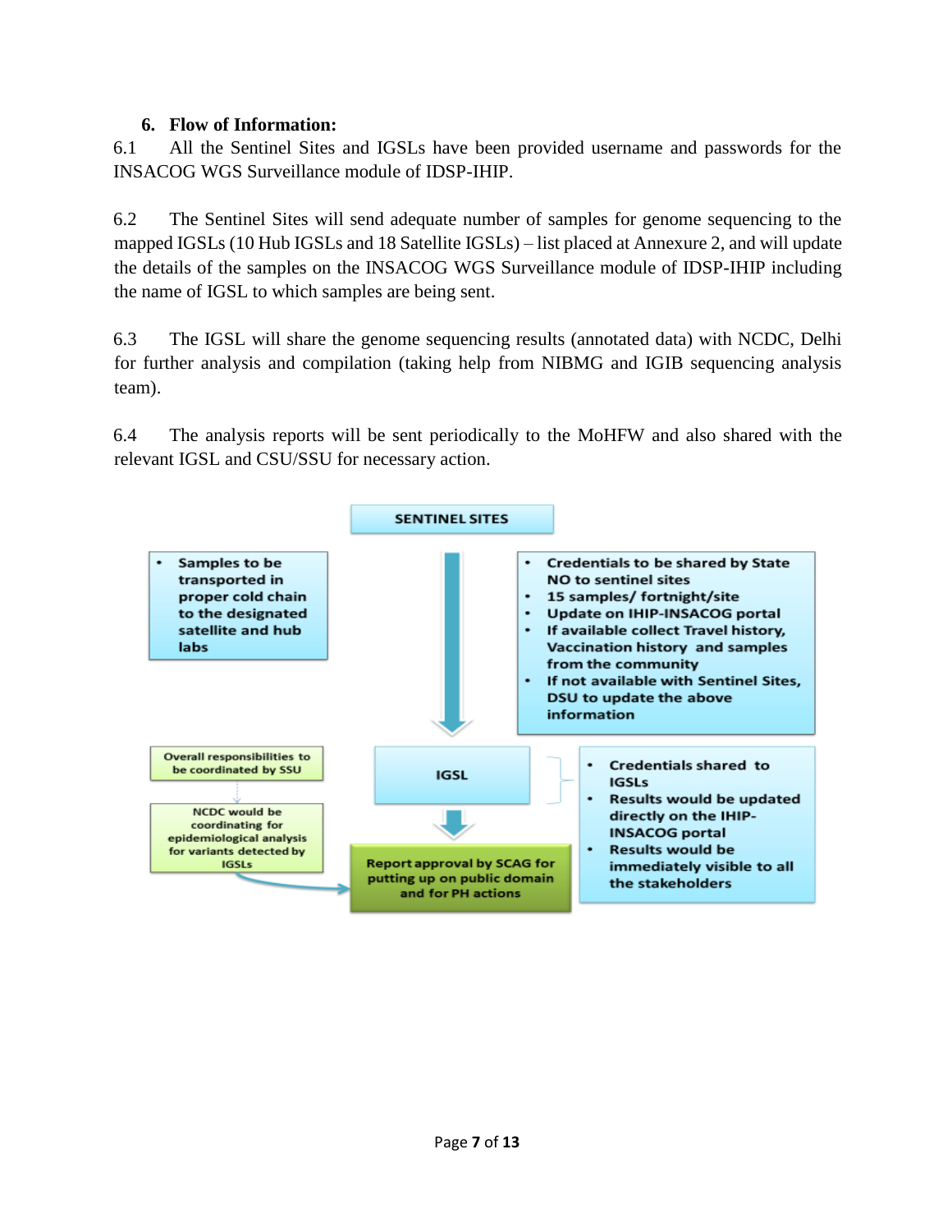### 6. Flow of Information:

6.1 All the Sentinel Sites and IGSLs have been provided username and passwords for the INSACOG WGS Surveillance module of IDSP-IHIP.

6.2 The Sentinel Sites will send adequate number of samples for genome sequencing to the mapped IGSLs (10 Hub IGSLs and 18 Satellite IGSLs) – list placed at Annexure 2, and will update the details of the samples on the INSACOG WGS Surveillance module of IDSP-IHIP including the name of IGSL to which samples are being sent.

6.3 The IGSL will share the genome sequencing results (annotated data) with NCDC, Delhi for further analysis and compilation (taking help from NIBMG and IGIB sequencing analysis team).

6.4 The analysis reports will be sent periodically to the MoHFW and also shared with the relevant IGSL and CSU/SSU for necessary action.

SENTINEL SITES

- Samples to be transported in proper cold chain to the designated satellite and hub labs

- Credentials to be shared by State NO to sentinel sites
- 15 samples/ fortnight/site
- Update on IHIP-INSACOG portal
- If available collect Travel history, Vaccination history and samples from the community
- If not available with Sentinel Sites, DSU to update the above information

IGSL

- Credentials shared to IGSLs
- Results would be updated directly on the IHIP-INSACOG portal
- Results would be immediately visible to all the stakeholders

Overall responsibilities to be coordinated by SSU

NCDC would be coordinating for epidemiological analysis for variants detected by IGSLs

Report approval by SCAG for putting up on public domain and for PH actions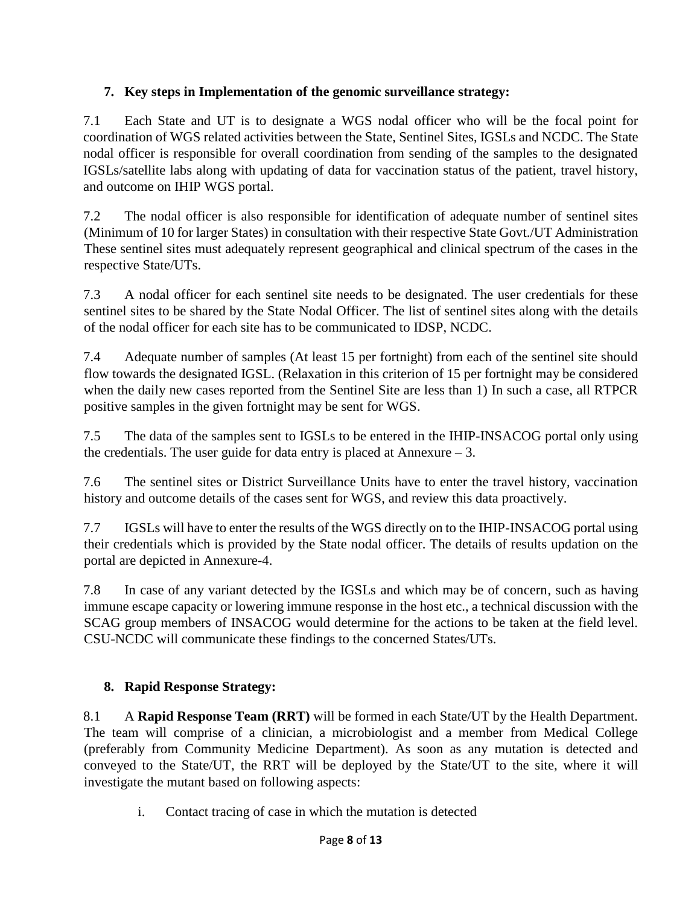## 7. Key steps in Implementation of the genomic surveillance strategy:

7.1 Each State and UT is to designate a WGS nodal officer who will be the focal point for coordination of WGS related activities between the State, Sentinel Sites, IGSLs and NCDC. The State nodal officer is responsible for overall coordination from sending of the samples to the designated IGSLs/satellite labs along with updating of data for vaccination status of the patient, travel history, and outcome on IHIP WGS portal.

7.2 The nodal officer is also responsible for identification of adequate number of sentinel sites (Minimum of 10 for larger States) in consultation with their respective State Govt./UT Administration These sentinel sites must adequately represent geographical and clinical spectrum of the cases in the respective State/UTs.

7.3 A nodal officer for each sentinel site needs to be designated. The user credentials for these sentinel sites to be shared by the State Nodal Officer. The list of sentinel sites along with the details of the nodal officer for each site has to be communicated to IDSP, NCDC.

7.4 Adequate number of samples (At least 15 per fortnight) from each of the sentinel site should flow towards the designated IGSL. (Relaxation in this criterion of 15 per fortnight may be considered when the daily new cases reported from the Sentinel Site are less than 1) In such a case, all RTPCR positive samples in the given fortnight may be sent for WGS.

7.5 The data of the samples sent to IGSLs to be entered in the IHIP-INSACOG portal only using the credentials. The user guide for data entry is placed at Annexure – 3.

7.6 The sentinel sites or District Surveillance Units have to enter the travel history, vaccination history and outcome details of the cases sent for WGS, and review this data proactively.

7.7 IGSLs will have to enter the results of the WGS directly on to the IHIP-INSACOG portal using their credentials which is provided by the State nodal officer. The details of results updation on the portal are depicted in Annexure-4.

7.8 In case of any variant detected by the IGSLs and which may be of concern, such as having immune escape capacity or lowering immune response in the host etc., a technical discussion with the SCAG group members of INSACOG would determine for the actions to be taken at the field level. CSU-NCDC will communicate these findings to the concerned States/UTs.

## 8. Rapid Response Strategy:

8.1 A **Rapid Response Team (RRT)** will be formed in each State/UT by the Health Department. The team will comprise of a clinician, a microbiologist and a member from Medical College (preferably from Community Medicine Department). As soon as any mutation is detected and conveyed to the State/UT, the RRT will be deployed by the State/UT to the site, where it will investigate the mutant based on following aspects:

i. Contact tracing of case in which the mutation is detected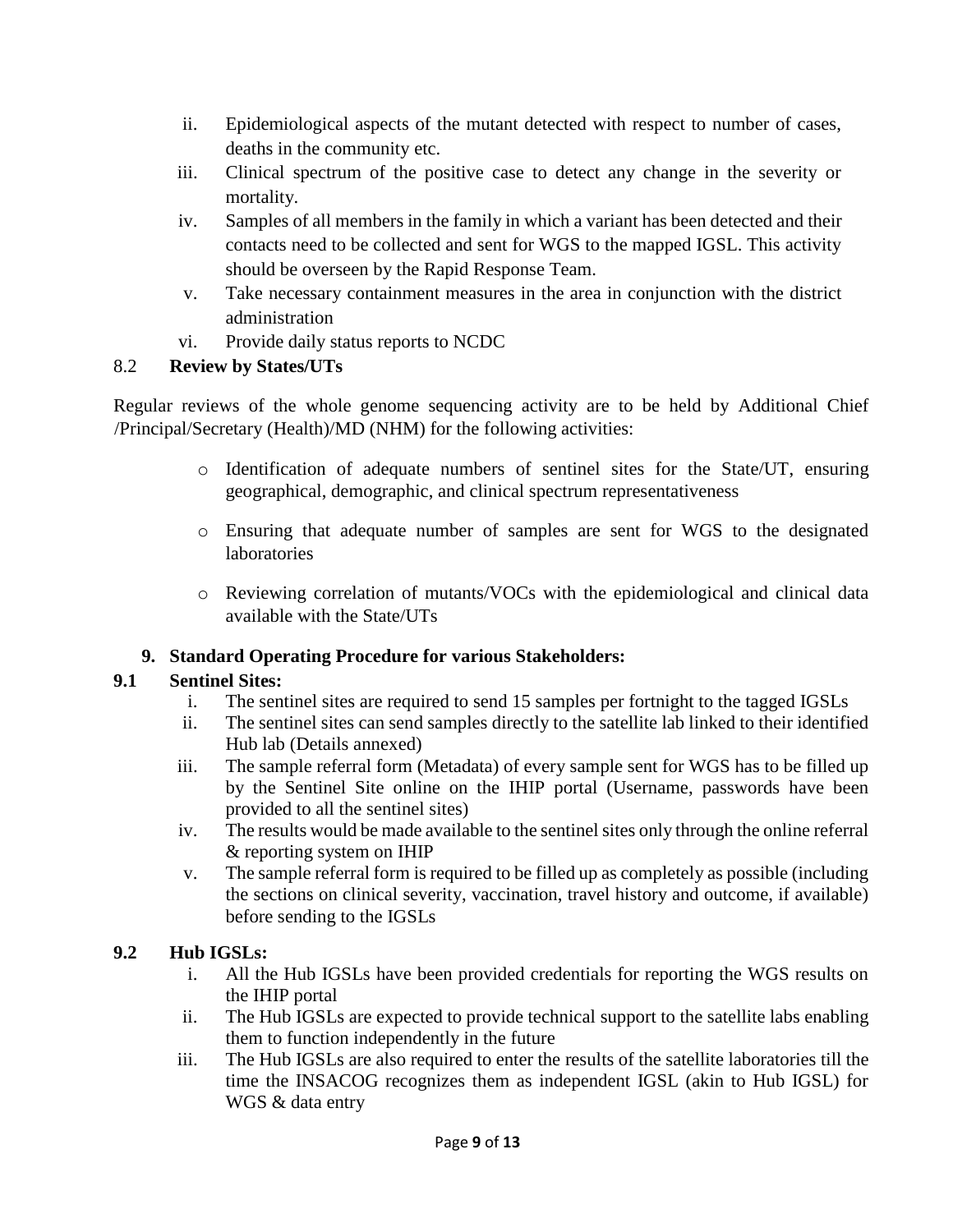ii. Epidemiological aspects of the mutant detected with respect to number of cases, deaths in the community etc.

iii. Clinical spectrum of the positive case to detect any change in the severity or mortality.

iv. Samples of all members in the family in which a variant has been detected and their contacts need to be collected and sent for WGS to the mapped IGSL. This activity should be overseen by the Rapid Response Team.

v. Take necessary containment measures in the area in conjunction with the district administration

vi. Provide daily status reports to NCDC

### 8.2 Review by States/UTs

Regular reviews of the whole genome sequencing activity are to be held by Additional Chief /Principal/Secretary (Health)/MD (NHM) for the following activities:

- Identification of adequate numbers of sentinel sites for the State/UT, ensuring geographical, demographic, and clinical spectrum representativeness
- Ensuring that adequate number of samples are sent for WGS to the designated laboratories
- Reviewing correlation of mutants/VOCs with the epidemiological and clinical data available with the State/UTs

## 9. Standard Operating Procedure for various Stakeholders:

### 9.1 Sentinel Sites:

i. The sentinel sites are required to send 15 samples per fortnight to the tagged IGSLs

ii. The sentinel sites can send samples directly to the satellite lab linked to their identified Hub lab (Details annexed)

iii. The sample referral form (Metadata) of every sample sent for WGS has to be filled up by the Sentinel Site online on the IHIP portal (Username, passwords have been provided to all the sentinel sites)

iv. The results would be made available to the sentinel sites only through the online referral & reporting system on IHIP

v. The sample referral form is required to be filled up as completely as possible (including the sections on clinical severity, vaccination, travel history and outcome, if available) before sending to the IGSLs

### 9.2 Hub IGSLs:

i. All the Hub IGSLs have been provided credentials for reporting the WGS results on the IHIP portal

ii. The Hub IGSLs are expected to provide technical support to the satellite labs enabling them to function independently in the future

iii. The Hub IGSLs are also required to enter the results of the satellite laboratories till the time the INSACOG recognizes them as independent IGSL (akin to Hub IGSL) for WGS & data entry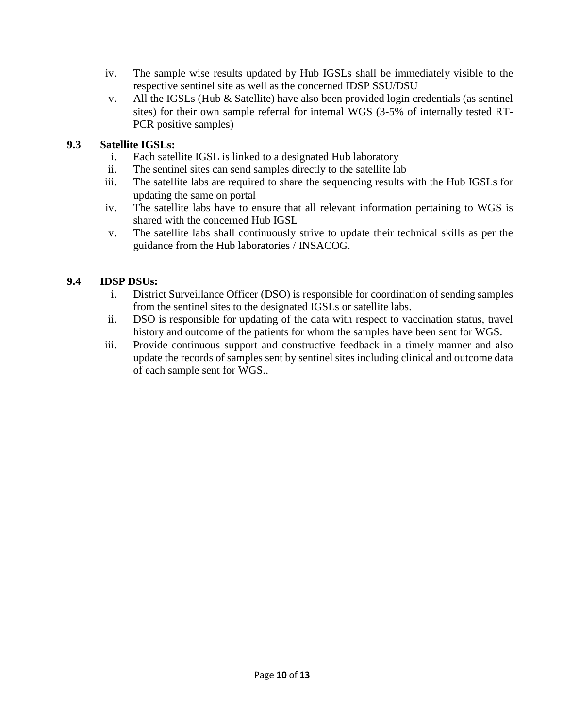iv. The sample wise results updated by Hub IGSLs shall be immediately visible to the respective sentinel site as well as the concerned IDSP SSU/DSU

v. All the IGSLs (Hub & Satellite) have also been provided login credentials (as sentinel sites) for their own sample referral for internal WGS (3-5% of internally tested RT-PCR positive samples)

### 9.3 Satellite IGSLs:

i. Each satellite IGSL is linked to a designated Hub laboratory

ii. The sentinel sites can send samples directly to the satellite lab

iii. The satellite labs are required to share the sequencing results with the Hub IGSLs for updating the same on portal

iv. The satellite labs have to ensure that all relevant information pertaining to WGS is shared with the concerned Hub IGSL

v. The satellite labs shall continuously strive to update their technical skills as per the guidance from the Hub laboratories / INSACOG.

### 9.4 IDSP DSUs:

i. District Surveillance Officer (DSO) is responsible for coordination of sending samples from the sentinel sites to the designated IGSLs or satellite labs.

ii. DSO is responsible for updating of the data with respect to vaccination status, travel history and outcome of the patients for whom the samples have been sent for WGS.

iii. Provide continuous support and constructive feedback in a timely manner and also update the records of samples sent by sentinel sites including clinical and outcome data of each sample sent for WGS..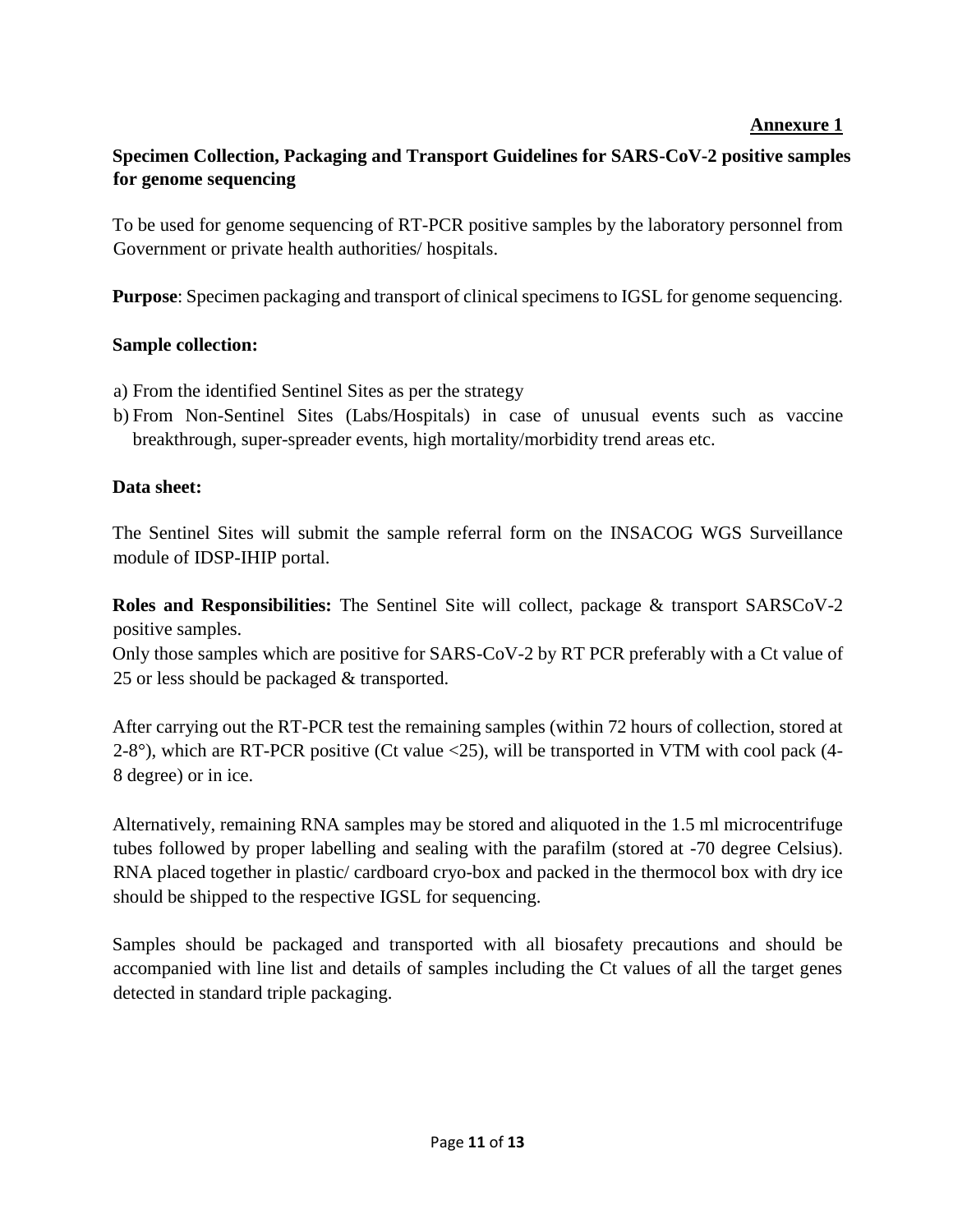**Annexure 1**

## Specimen Collection, Packaging and Transport Guidelines for SARS-CoV-2 positive samples for genome sequencing

To be used for genome sequencing of RT-PCR positive samples by the laboratory personnel from Government or private health authorities/ hospitals.

**Purpose**: Specimen packaging and transport of clinical specimens to IGSL for genome sequencing.

**Sample collection:**

a) From the identified Sentinel Sites as per the strategy
b) From Non-Sentinel Sites (Labs/Hospitals) in case of unusual events such as vaccine breakthrough, super-spreader events, high mortality/morbidity trend areas etc.

**Data sheet:**

The Sentinel Sites will submit the sample referral form on the INSACOG WGS Surveillance module of IDSP-IHIP portal.

**Roles and Responsibilities:** The Sentinel Site will collect, package & transport SARSCoV-2 positive samples.
Only those samples which are positive for SARS-CoV-2 by RT PCR preferably with a Ct value of 25 or less should be packaged & transported.

After carrying out the RT-PCR test the remaining samples (within 72 hours of collection, stored at 2-8°), which are RT-PCR positive (Ct value <25), will be transported in VTM with cool pack (4-8 degree) or in ice.

Alternatively, remaining RNA samples may be stored and aliquoted in the 1.5 ml microcentrifuge tubes followed by proper labelling and sealing with the parafilm (stored at -70 degree Celsius). RNA placed together in plastic/ cardboard cryo-box and packed in the thermocol box with dry ice should be shipped to the respective IGSL for sequencing.

Samples should be packaged and transported with all biosafety precautions and should be accompanied with line list and details of samples including the Ct values of all the target genes detected in standard triple packaging.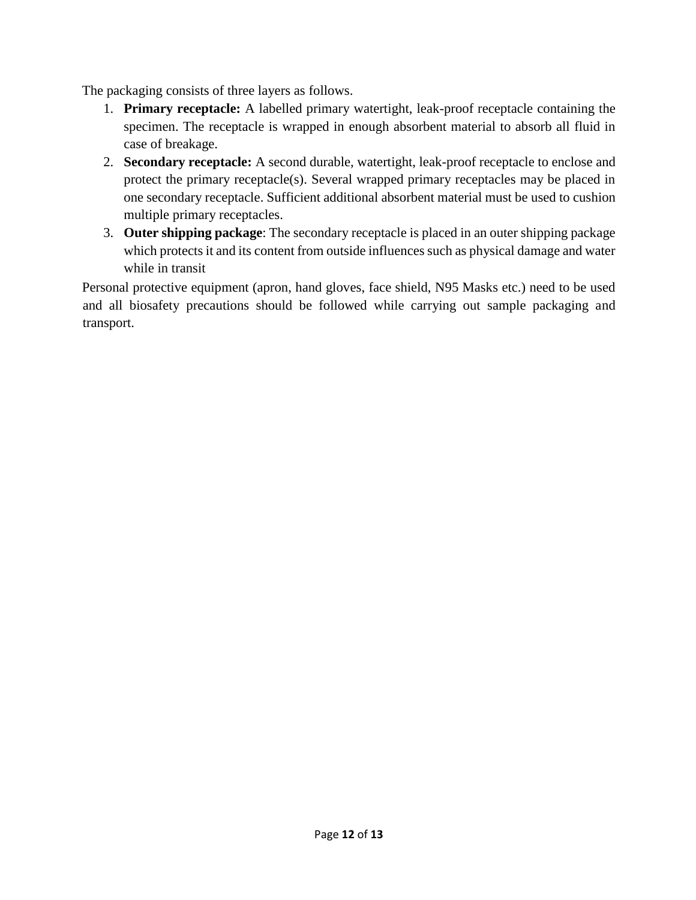The packaging consists of three layers as follows.

1. **Primary receptacle:** A labelled primary watertight, leak-proof receptacle containing the specimen. The receptacle is wrapped in enough absorbent material to absorb all fluid in case of breakage.
2. **Secondary receptacle:** A second durable, watertight, leak-proof receptacle to enclose and protect the primary receptacle(s). Several wrapped primary receptacles may be placed in one secondary receptacle. Sufficient additional absorbent material must be used to cushion multiple primary receptacles.
3. **Outer shipping package**: The secondary receptacle is placed in an outer shipping package which protects it and its content from outside influences such as physical damage and water while in transit

Personal protective equipment (apron, hand gloves, face shield, N95 Masks etc.) need to be used and all biosafety precautions should be followed while carrying out sample packaging and transport.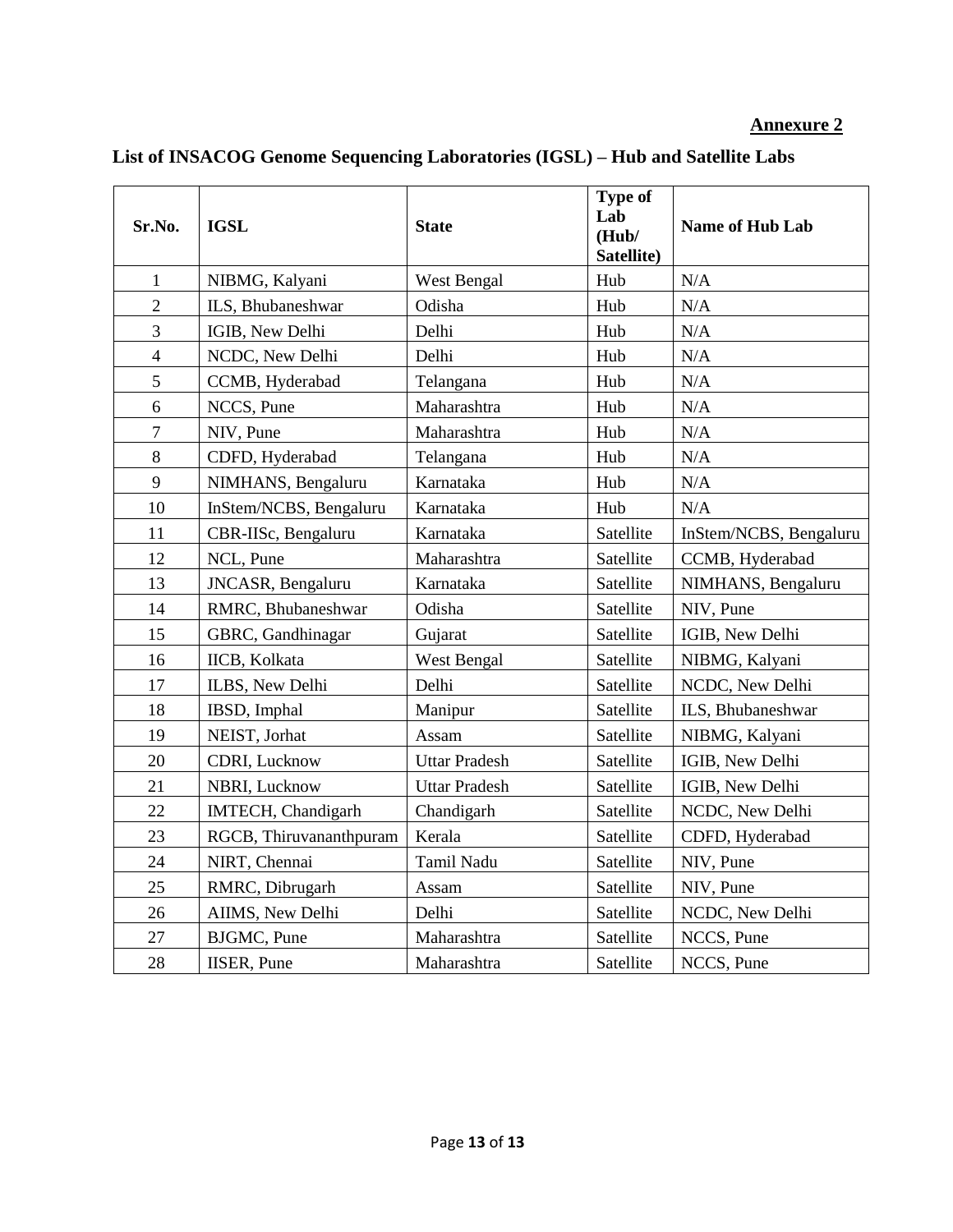**Annexure 2**

## List of INSACOG Genome Sequencing Laboratories (IGSL) – Hub and Satellite Labs

| Sr.No. | IGSL | State | Type of Lab (Hub/ Satellite) | Name of Hub Lab |
|---|---|---|---|---|
| 1 | NIBMG, Kalyani | West Bengal | Hub | N/A |
| 2 | ILS, Bhubaneshwar | Odisha | Hub | N/A |
| 3 | IGIB, New Delhi | Delhi | Hub | N/A |
| 4 | NCDC, New Delhi | Delhi | Hub | N/A |
| 5 | CCMB, Hyderabad | Telangana | Hub | N/A |
| 6 | NCCS, Pune | Maharashtra | Hub | N/A |
| 7 | NIV, Pune | Maharashtra | Hub | N/A |
| 8 | CDFD, Hyderabad | Telangana | Hub | N/A |
| 9 | NIMHANS, Bengaluru | Karnataka | Hub | N/A |
| 10 | InStem/NCBS, Bengaluru | Karnataka | Hub | N/A |
| 11 | CBR-IISc, Bengaluru | Karnataka | Satellite | InStem/NCBS, Bengaluru |
| 12 | NCL, Pune | Maharashtra | Satellite | CCMB, Hyderabad |
| 13 | JNCASR, Bengaluru | Karnataka | Satellite | NIMHANS, Bengaluru |
| 14 | RMRC, Bhubaneshwar | Odisha | Satellite | NIV, Pune |
| 15 | GBRC, Gandhinagar | Gujarat | Satellite | IGIB, New Delhi |
| 16 | IICB, Kolkata | West Bengal | Satellite | NIBMG, Kalyani |
| 17 | ILBS, New Delhi | Delhi | Satellite | NCDC, New Delhi |
| 18 | IBSD, Imphal | Manipur | Satellite | ILS, Bhubaneshwar |
| 19 | NEIST, Jorhat | Assam | Satellite | NIBMG, Kalyani |
| 20 | CDRI, Lucknow | Uttar Pradesh | Satellite | IGIB, New Delhi |
| 21 | NBRI, Lucknow | Uttar Pradesh | Satellite | IGIB, New Delhi |
| 22 | IMTECH, Chandigarh | Chandigarh | Satellite | NCDC, New Delhi |
| 23 | RGCB, Thiruvananthpuram | Kerala | Satellite | CDFD, Hyderabad |
| 24 | NIRT, Chennai | Tamil Nadu | Satellite | NIV, Pune |
| 25 | RMRC, Dibrugarh | Assam | Satellite | NIV, Pune |
| 26 | AIIMS, New Delhi | Delhi | Satellite | NCDC, New Delhi |
| 27 | BJGMC, Pune | Maharashtra | Satellite | NCCS, Pune |
| 28 | IISER, Pune | Maharashtra | Satellite | NCCS, Pune |